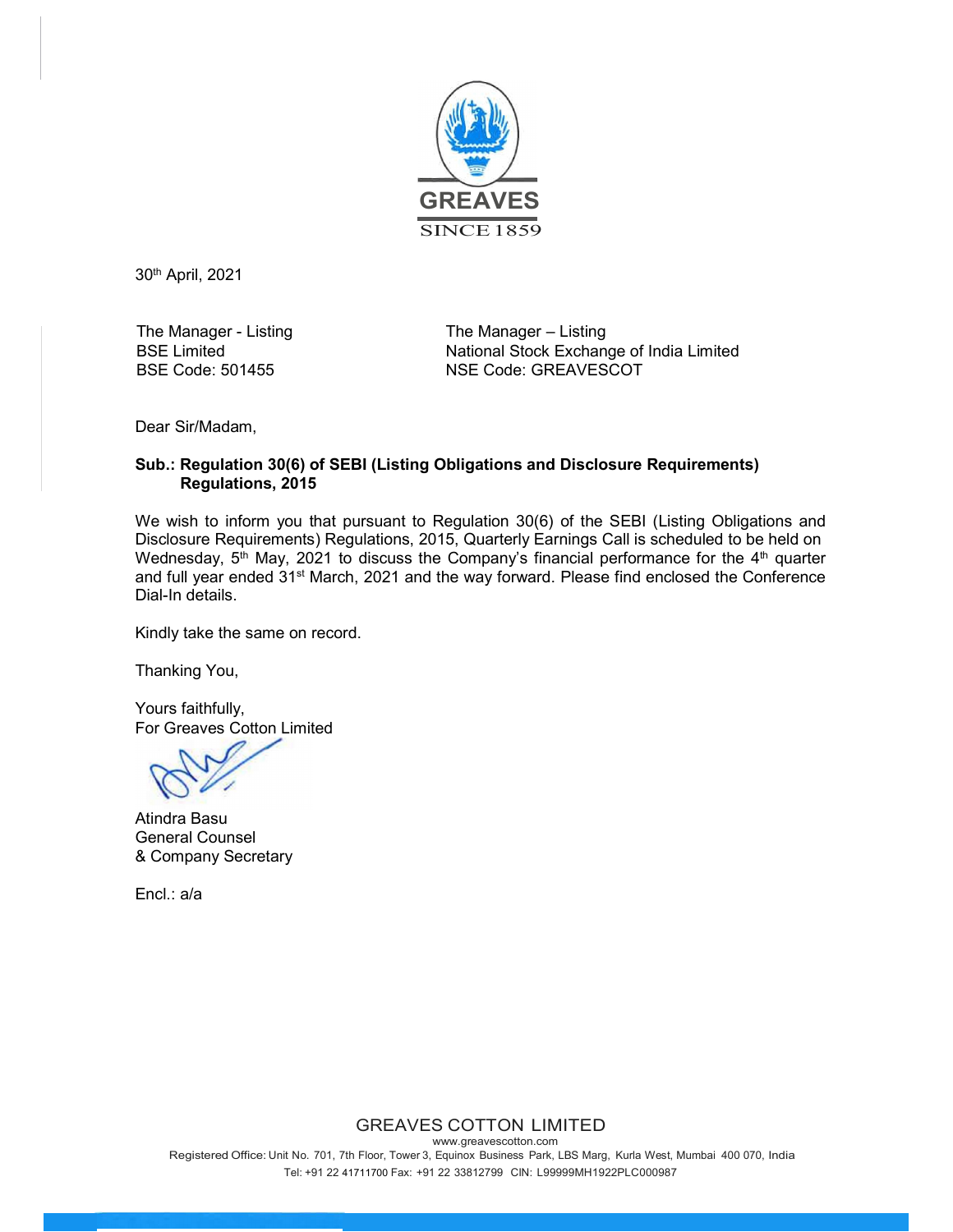GREAVES
SINCE 1859

30th April, 2021

The Manager - Listing
BSE Limited
BSE Code: 501455

The Manager – Listing
National Stock Exchange of India Limited
NSE Code: GREAVESCOT

Dear Sir/Madam,

**Sub.: Regulation 30(6) of SEBI (Listing Obligations and Disclosure Requirements) Regulations, 2015**

We wish to inform you that pursuant to Regulation 30(6) of the SEBI (Listing Obligations and Disclosure Requirements) Regulations, 2015, Quarterly Earnings Call is scheduled to be held on Wednesday, 5th May, 2021 to discuss the Company's financial performance for the 4th quarter and full year ended 31st March, 2021 and the way forward. Please find enclosed the Conference Dial-In details.

Kindly take the same on record.

Thanking You,

Yours faithfully,
For Greaves Cotton Limited

Atindra Basu
General Counsel
& Company Secretary

Encl.: a/a

GREAVES COTTON LIMITED
www.greavescotton.com
Registered Office: Unit No. 701, 7th Floor, Tower 3, Equinox Business Park, LBS Marg, Kurla West, Mumbai 400 070, India
Tel: +91 22 41711700 Fax: +91 22 33812799 CIN: L99999MH1922PLC000987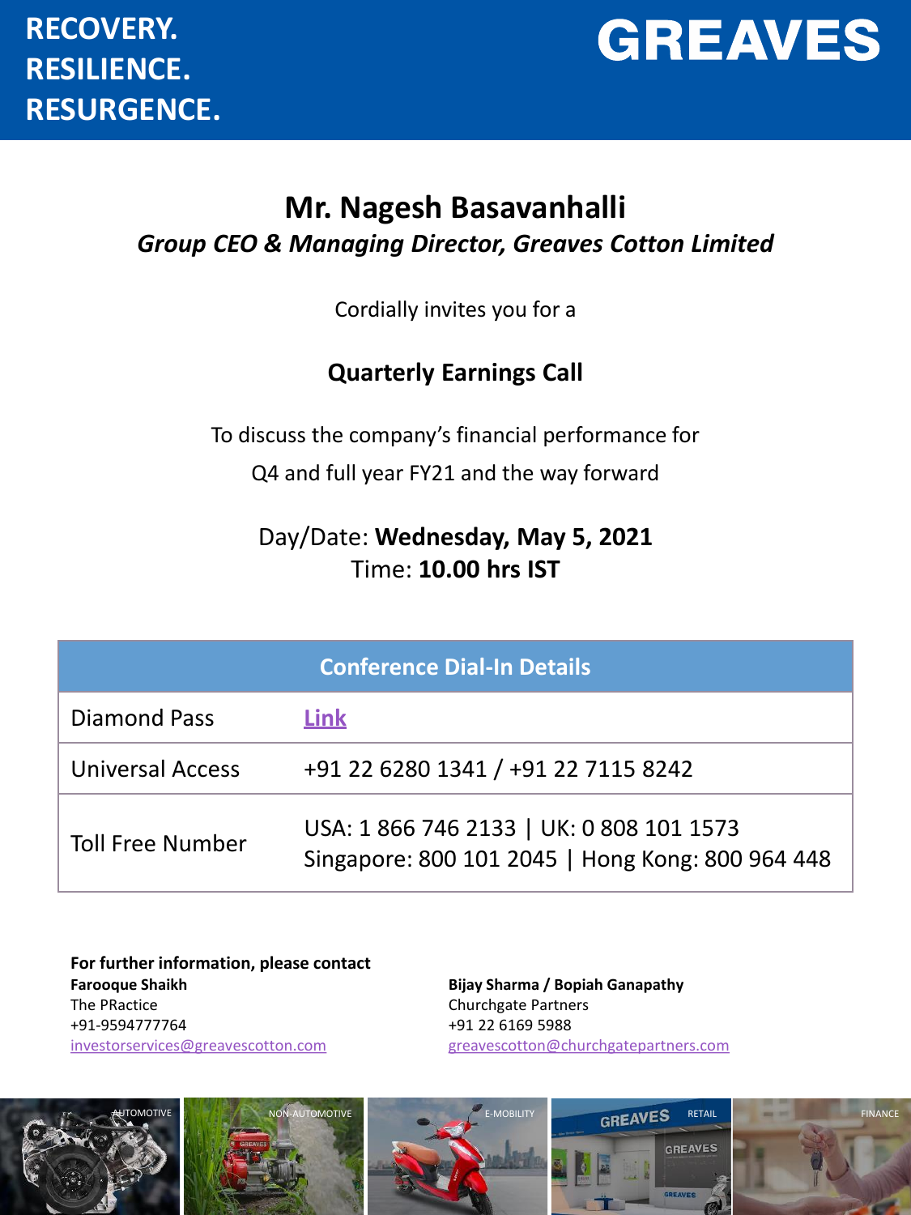**RECOVERY.**
**RESILIENCE.**
**RESURGENCE.**

**GREAVES**

# Mr. Nagesh Basavanhalli

*Group CEO & Managing Director, Greaves Cotton Limited*

Cordially invites you for a

## Quarterly Earnings Call

To discuss the company's financial performance for

Q4 and full year FY21 and the way forward

Day/Date: **Wednesday, May 5, 2021**
Time: **10.00 hrs IST**

| Conference Dial-In Details | |
|---|---|
| Diamond Pass | Link |
| Universal Access | +91 22 6280 1341 / +91 22 7115 8242 |
| Toll Free Number | USA: 1 866 746 2133 \| UK: 0 808 101 1573<br>Singapore: 800 101 2045 \| Hong Kong: 800 964 448 |

**For further information, please contact**

**Farooque Shaikh**
The PRactice
+91-9594777764
investorservices@greavescotton.com

**Bijay Sharma / Bopiah Ganapathy**
Churchgate Partners
+91 22 6169 5988
greavescotton@churchgatepartners.com

AUTOMOTIVE | NON-AUTOMOTIVE | E-MOBILITY | RETAIL | FINANCE